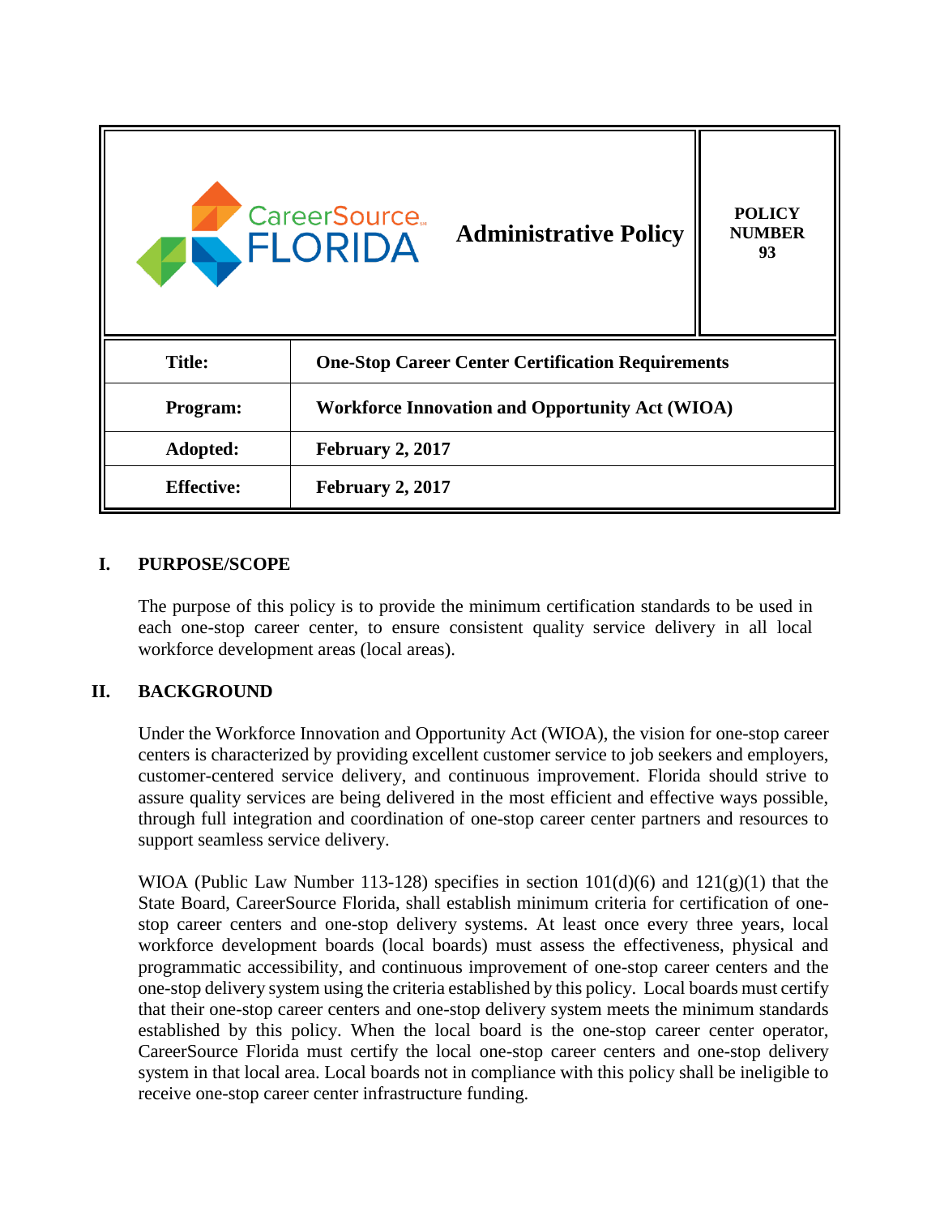| CareerSource FLORIDA | Administrative Policy | POLICY NUMBER 93 |
| --- | --- | --- |
| **Title:** | **One-Stop Career Center Certification Requirements** | |
| **Program:** | **Workforce Innovation and Opportunity Act (WIOA)** | |
| **Adopted:** | **February 2, 2017** | |
| **Effective:** | **February 2, 2017** | |

## I. PURPOSE/SCOPE

The purpose of this policy is to provide the minimum certification standards to be used in each one-stop career center, to ensure consistent quality service delivery in all local workforce development areas (local areas).

## II. BACKGROUND

Under the Workforce Innovation and Opportunity Act (WIOA), the vision for one-stop career centers is characterized by providing excellent customer service to job seekers and employers, customer-centered service delivery, and continuous improvement. Florida should strive to assure quality services are being delivered in the most efficient and effective ways possible, through full integration and coordination of one-stop career center partners and resources to support seamless service delivery.

WIOA (Public Law Number 113-128) specifies in section 101(d)(6) and 121(g)(1) that the State Board, CareerSource Florida, shall establish minimum criteria for certification of one-stop career centers and one-stop delivery systems. At least once every three years, local workforce development boards (local boards) must assess the effectiveness, physical and programmatic accessibility, and continuous improvement of one-stop career centers and the one-stop delivery system using the criteria established by this policy. Local boards must certify that their one-stop career centers and one-stop delivery system meets the minimum standards established by this policy. When the local board is the one-stop career center operator, CareerSource Florida must certify the local one-stop career centers and one-stop delivery system in that local area. Local boards not in compliance with this policy shall be ineligible to receive one-stop career center infrastructure funding.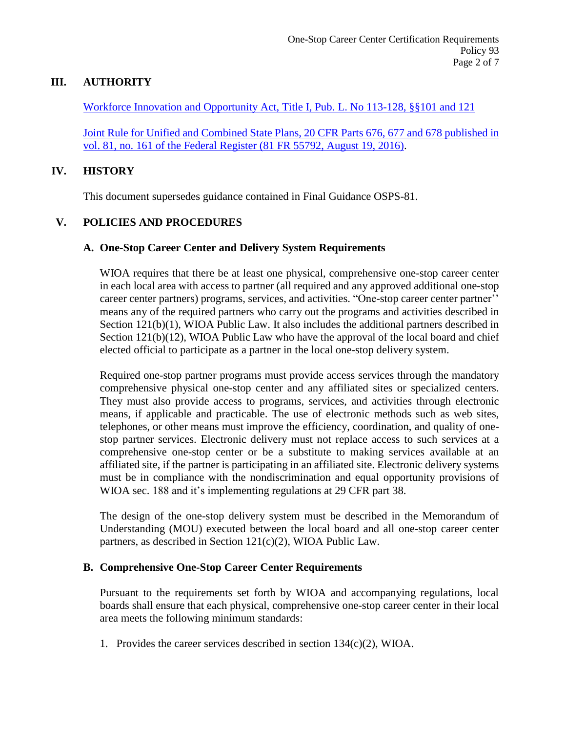## III. AUTHORITY

[Workforce Innovation and Opportunity Act, Title I, Pub. L. No 113-128, §§101 and 121]

[Joint Rule for Unified and Combined State Plans, 20 CFR Parts 676, 677 and 678 published in vol. 81, no. 161 of the Federal Register (81 FR 55792, August 19, 2016)].

## IV. HISTORY

This document supersedes guidance contained in Final Guidance OSPS-81.

## V. POLICIES AND PROCEDURES

### A. One-Stop Career Center and Delivery System Requirements

WIOA requires that there be at least one physical, comprehensive one-stop career center in each local area with access to partner (all required and any approved additional one-stop career center partners) programs, services, and activities. "One-stop career center partner'' means any of the required partners who carry out the programs and activities described in Section 121(b)(1), WIOA Public Law. It also includes the additional partners described in Section 121(b)(12), WIOA Public Law who have the approval of the local board and chief elected official to participate as a partner in the local one-stop delivery system.

Required one-stop partner programs must provide access services through the mandatory comprehensive physical one-stop center and any affiliated sites or specialized centers. They must also provide access to programs, services, and activities through electronic means, if applicable and practicable. The use of electronic methods such as web sites, telephones, or other means must improve the efficiency, coordination, and quality of one-stop partner services. Electronic delivery must not replace access to such services at a comprehensive one-stop center or be a substitute to making services available at an affiliated site, if the partner is participating in an affiliated site. Electronic delivery systems must be in compliance with the nondiscrimination and equal opportunity provisions of WIOA sec. 188 and it's implementing regulations at 29 CFR part 38.

The design of the one-stop delivery system must be described in the Memorandum of Understanding (MOU) executed between the local board and all one-stop career center partners, as described in Section 121(c)(2), WIOA Public Law.

### B. Comprehensive One-Stop Career Center Requirements

Pursuant to the requirements set forth by WIOA and accompanying regulations, local boards shall ensure that each physical, comprehensive one-stop career center in their local area meets the following minimum standards:

1. Provides the career services described in section 134(c)(2), WIOA.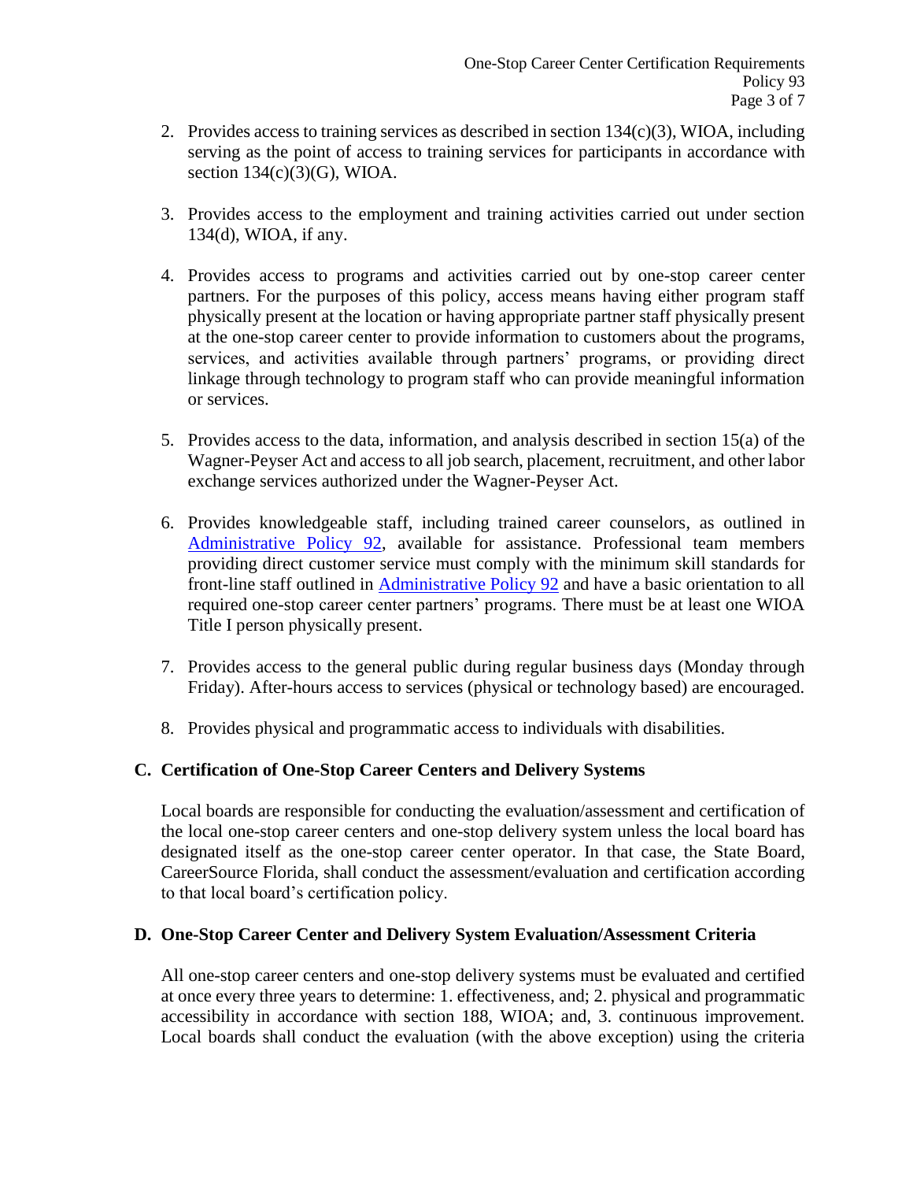2. Provides access to training services as described in section 134(c)(3), WIOA, including serving as the point of access to training services for participants in accordance with section 134(c)(3)(G), WIOA.

3. Provides access to the employment and training activities carried out under section 134(d), WIOA, if any.

4. Provides access to programs and activities carried out by one-stop career center partners. For the purposes of this policy, access means having either program staff physically present at the location or having appropriate partner staff physically present at the one-stop career center to provide information to customers about the programs, services, and activities available through partners' programs, or providing direct linkage through technology to program staff who can provide meaningful information or services.

5. Provides access to the data, information, and analysis described in section 15(a) of the Wagner-Peyser Act and access to all job search, placement, recruitment, and other labor exchange services authorized under the Wagner-Peyser Act.

6. Provides knowledgeable staff, including trained career counselors, as outlined in [Administrative Policy 92](), available for assistance. Professional team members providing direct customer service must comply with the minimum skill standards for front-line staff outlined in [Administrative Policy 92]() and have a basic orientation to all required one-stop career center partners' programs. There must be at least one WIOA Title I person physically present.

7. Provides access to the general public during regular business days (Monday through Friday). After-hours access to services (physical or technology based) are encouraged.

8. Provides physical and programmatic access to individuals with disabilities.

### C. Certification of One-Stop Career Centers and Delivery Systems

Local boards are responsible for conducting the evaluation/assessment and certification of the local one-stop career centers and one-stop delivery system unless the local board has designated itself as the one-stop career center operator. In that case, the State Board, CareerSource Florida, shall conduct the assessment/evaluation and certification according to that local board's certification policy.

### D. One-Stop Career Center and Delivery System Evaluation/Assessment Criteria

All one-stop career centers and one-stop delivery systems must be evaluated and certified at once every three years to determine: 1. effectiveness, and; 2. physical and programmatic accessibility in accordance with section 188, WIOA; and, 3. continuous improvement. Local boards shall conduct the evaluation (with the above exception) using the criteria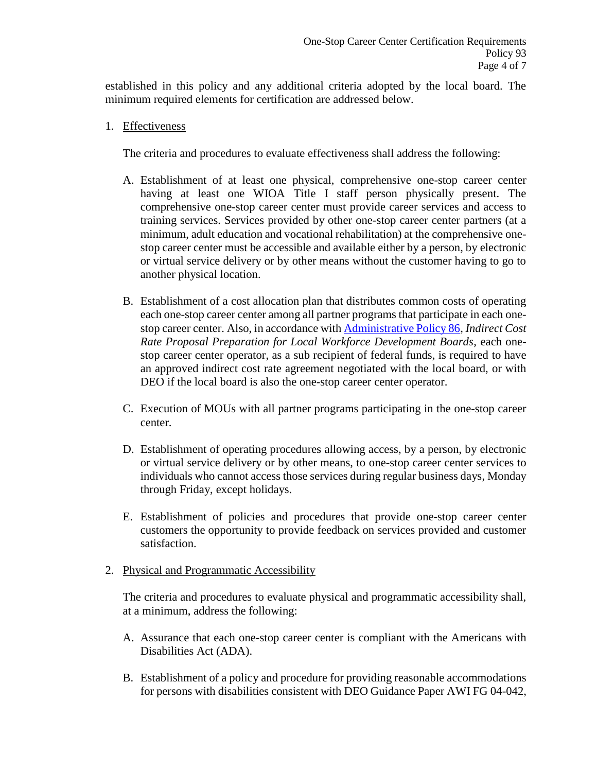established in this policy and any additional criteria adopted by the local board. The minimum required elements for certification are addressed below.

1. Effectiveness

   The criteria and procedures to evaluate effectiveness shall address the following:

   A. Establishment of at least one physical, comprehensive one-stop career center having at least one WIOA Title I staff person physically present. The comprehensive one-stop career center must provide career services and access to training services. Services provided by other one-stop career center partners (at a minimum, adult education and vocational rehabilitation) at the comprehensive one-stop career center must be accessible and available either by a person, by electronic or virtual service delivery or by other means without the customer having to go to another physical location.

   B. Establishment of a cost allocation plan that distributes common costs of operating each one-stop career center among all partner programs that participate in each one-stop career center. Also, in accordance with Administrative Policy 86, *Indirect Cost Rate Proposal Preparation for Local Workforce Development Boards*, each one-stop career center operator, as a sub recipient of federal funds, is required to have an approved indirect cost rate agreement negotiated with the local board, or with DEO if the local board is also the one-stop career center operator.

   C. Execution of MOUs with all partner programs participating in the one-stop career center.

   D. Establishment of operating procedures allowing access, by a person, by electronic or virtual service delivery or by other means, to one-stop career center services to individuals who cannot access those services during regular business days, Monday through Friday, except holidays.

   E. Establishment of policies and procedures that provide one-stop career center customers the opportunity to provide feedback on services provided and customer satisfaction.

2. Physical and Programmatic Accessibility

   The criteria and procedures to evaluate physical and programmatic accessibility shall, at a minimum, address the following:

   A. Assurance that each one-stop career center is compliant with the Americans with Disabilities Act (ADA).

   B. Establishment of a policy and procedure for providing reasonable accommodations for persons with disabilities consistent with DEO Guidance Paper AWI FG 04-042,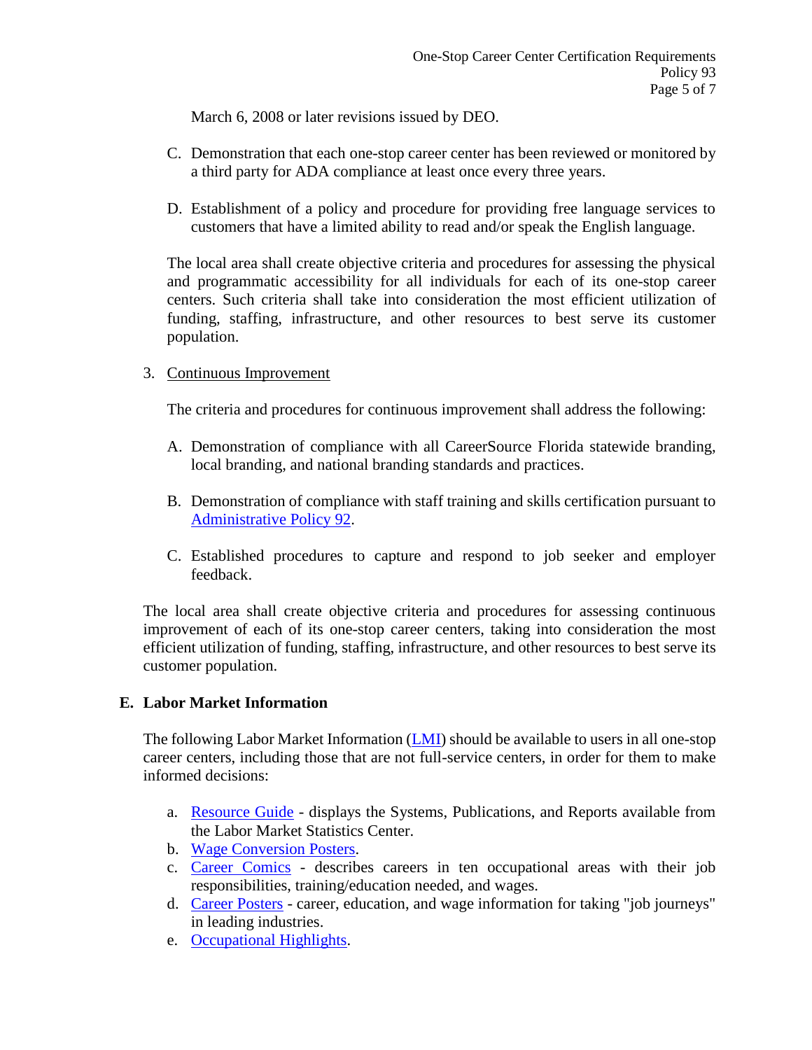March 6, 2008 or later revisions issued by DEO.

C. Demonstration that each one-stop career center has been reviewed or monitored by a third party for ADA compliance at least once every three years.

D. Establishment of a policy and procedure for providing free language services to customers that have a limited ability to read and/or speak the English language.

The local area shall create objective criteria and procedures for assessing the physical and programmatic accessibility for all individuals for each of its one-stop career centers. Such criteria shall take into consideration the most efficient utilization of funding, staffing, infrastructure, and other resources to best serve its customer population.

3. Continuous Improvement

The criteria and procedures for continuous improvement shall address the following:

A. Demonstration of compliance with all CareerSource Florida statewide branding, local branding, and national branding standards and practices.

B. Demonstration of compliance with staff training and skills certification pursuant to Administrative Policy 92.

C. Established procedures to capture and respond to job seeker and employer feedback.

The local area shall create objective criteria and procedures for assessing continuous improvement of each of its one-stop career centers, taking into consideration the most efficient utilization of funding, staffing, infrastructure, and other resources to best serve its customer population.

## E. Labor Market Information

The following Labor Market Information (LMI) should be available to users in all one-stop career centers, including those that are not full-service centers, in order for them to make informed decisions:

a. Resource Guide - displays the Systems, Publications, and Reports available from the Labor Market Statistics Center.
b. Wage Conversion Posters.
c. Career Comics - describes careers in ten occupational areas with their job responsibilities, training/education needed, and wages.
d. Career Posters - career, education, and wage information for taking "job journeys" in leading industries.
e. Occupational Highlights.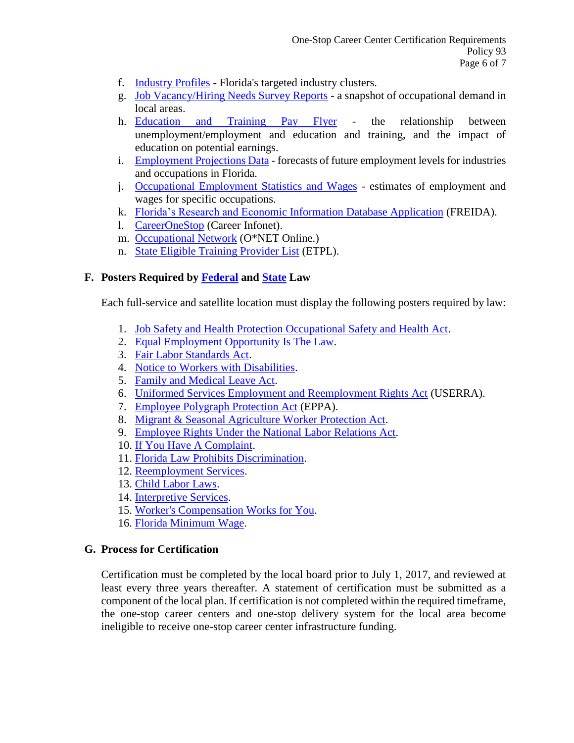f. Industry Profiles - Florida's targeted industry clusters.
g. Job Vacancy/Hiring Needs Survey Reports - a snapshot of occupational demand in local areas.
h. Education and Training Pay Flyer - the relationship between unemployment/employment and education and training, and the impact of education on potential earnings.
i. Employment Projections Data - forecasts of future employment levels for industries and occupations in Florida.
j. Occupational Employment Statistics and Wages - estimates of employment and wages for specific occupations.
k. Florida's Research and Economic Information Database Application (FREIDA).
l. CareerOneStop (Career Infonet).
m. Occupational Network (O*NET Online.)
n. State Eligible Training Provider List (ETPL).

### F. Posters Required by Federal and State Law

Each full-service and satellite location must display the following posters required by law:

1. Job Safety and Health Protection Occupational Safety and Health Act.
2. Equal Employment Opportunity Is The Law.
3. Fair Labor Standards Act.
4. Notice to Workers with Disabilities.
5. Family and Medical Leave Act.
6. Uniformed Services Employment and Reemployment Rights Act (USERRA).
7. Employee Polygraph Protection Act (EPPA).
8. Migrant & Seasonal Agriculture Worker Protection Act.
9. Employee Rights Under the National Labor Relations Act.
10. If You Have A Complaint.
11. Florida Law Prohibits Discrimination.
12. Reemployment Services.
13. Child Labor Laws.
14. Interpretive Services.
15. Worker's Compensation Works for You.
16. Florida Minimum Wage.

### G. Process for Certification

Certification must be completed by the local board prior to July 1, 2017, and reviewed at least every three years thereafter. A statement of certification must be submitted as a component of the local plan. If certification is not completed within the required timeframe, the one-stop career centers and one-stop delivery system for the local area become ineligible to receive one-stop career center infrastructure funding.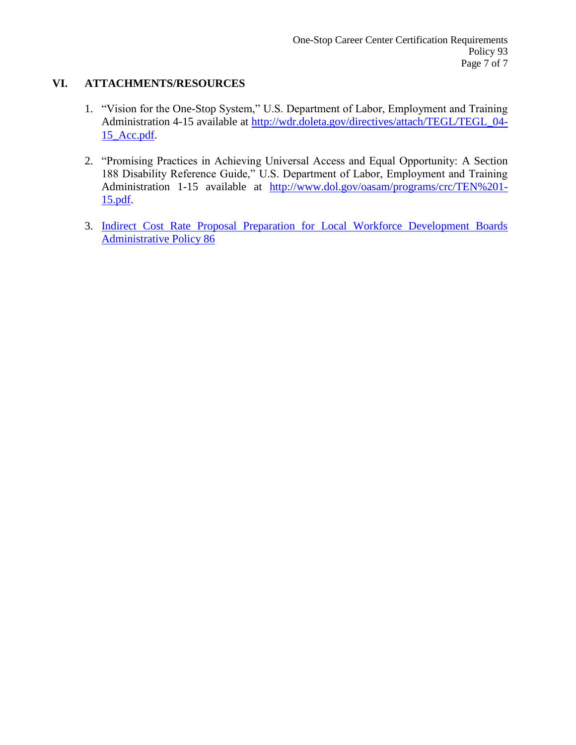## VI. ATTACHMENTS/RESOURCES

1. "Vision for the One-Stop System," U.S. Department of Labor, Employment and Training Administration 4-15 available at http://wdr.doleta.gov/directives/attach/TEGL/TEGL_04-15_Acc.pdf.

2. "Promising Practices in Achieving Universal Access and Equal Opportunity: A Section 188 Disability Reference Guide," U.S. Department of Labor, Employment and Training Administration 1-15 available at http://www.dol.gov/oasam/programs/crc/TEN%201-15.pdf.

3. Indirect Cost Rate Proposal Preparation for Local Workforce Development Boards Administrative Policy 86